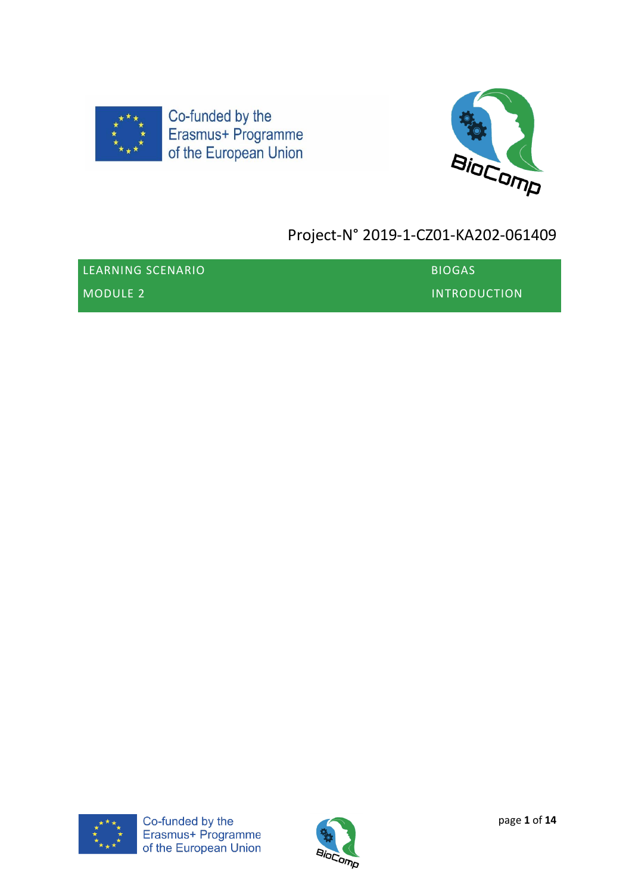Co-funded by the Erasmus+ Programme of the European Union

Project-N° 2019-1-CZ01-KA202-061409

| LEARNING SCENARIO | BIOGAS |
| --- | --- |
| MODULE 2 | INTRODUCTION |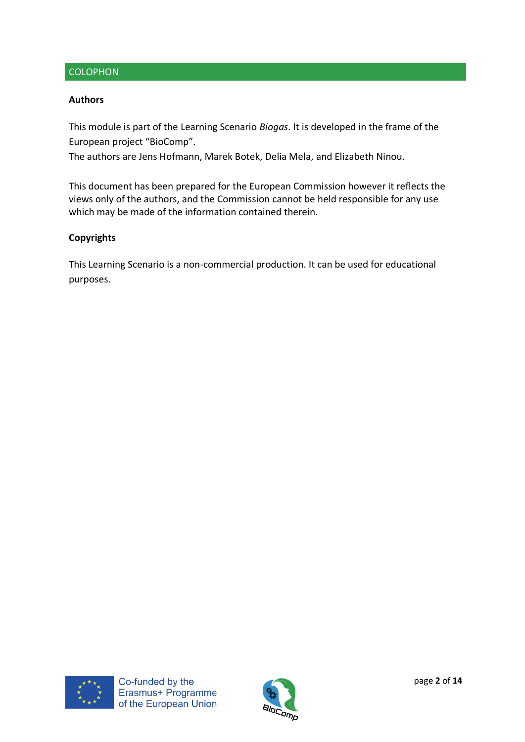## COLOPHON

**Authors**

This module is part of the Learning Scenario *Biogas*. It is developed in the frame of the European project “BioComp”.
The authors are Jens Hofmann, Marek Botek, Delia Mela, and Elizabeth Ninou.

This document has been prepared for the European Commission however it reflects the views only of the authors, and the Commission cannot be held responsible for any use which may be made of the information contained therein.

**Copyrights**

This Learning Scenario is a non-commercial production. It can be used for educational purposes.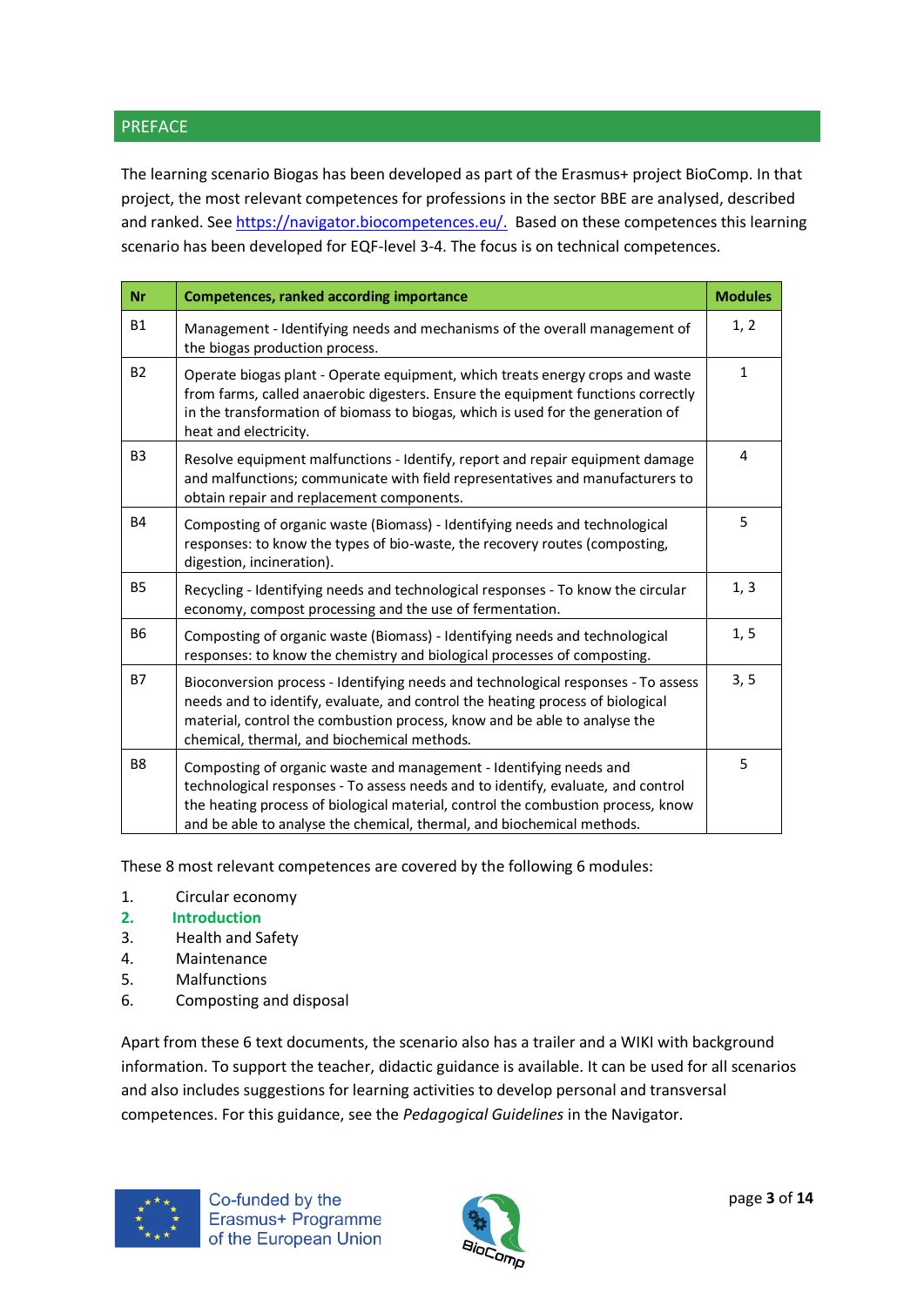## PREFACE

The learning scenario Biogas has been developed as part of the Erasmus+ project BioComp. In that project, the most relevant competences for professions in the sector BBE are analysed, described and ranked. See https://navigator.biocompetences.eu/. Based on these competences this learning scenario has been developed for EQF-level 3-4. The focus is on technical competences.

| Nr | Competences, ranked according importance | Modules |
|---|---|---|
| B1 | Management - Identifying needs and mechanisms of the overall management of the biogas production process. | 1, 2 |
| B2 | Operate biogas plant - Operate equipment, which treats energy crops and waste from farms, called anaerobic digesters. Ensure the equipment functions correctly in the transformation of biomass to biogas, which is used for the generation of heat and electricity. | 1 |
| B3 | Resolve equipment malfunctions - Identify, report and repair equipment damage and malfunctions; communicate with field representatives and manufacturers to obtain repair and replacement components. | 4 |
| B4 | Composting of organic waste (Biomass) - Identifying needs and technological responses: to know the types of bio-waste, the recovery routes (composting, digestion, incineration). | 5 |
| B5 | Recycling - Identifying needs and technological responses - To know the circular economy, compost processing and the use of fermentation. | 1, 3 |
| B6 | Composting of organic waste (Biomass) - Identifying needs and technological responses: to know the chemistry and biological processes of composting. | 1, 5 |
| B7 | Bioconversion process - Identifying needs and technological responses - To assess needs and to identify, evaluate, and control the heating process of biological material, control the combustion process, know and be able to analyse the chemical, thermal, and biochemical methods. | 3, 5 |
| B8 | Composting of organic waste and management - Identifying needs and technological responses - To assess needs and to identify, evaluate, and control the heating process of biological material, control the combustion process, know and be able to analyse the chemical, thermal, and biochemical methods. | 5 |

These 8 most relevant competences are covered by the following 6 modules:

1. Circular economy
2. **Introduction**
3. Health and Safety
4. Maintenance
5. Malfunctions
6. Composting and disposal

Apart from these 6 text documents, the scenario also has a trailer and a WIKI with background information. To support the teacher, didactic guidance is available. It can be used for all scenarios and also includes suggestions for learning activities to develop personal and transversal competences. For this guidance, see the *Pedagogical Guidelines* in the Navigator.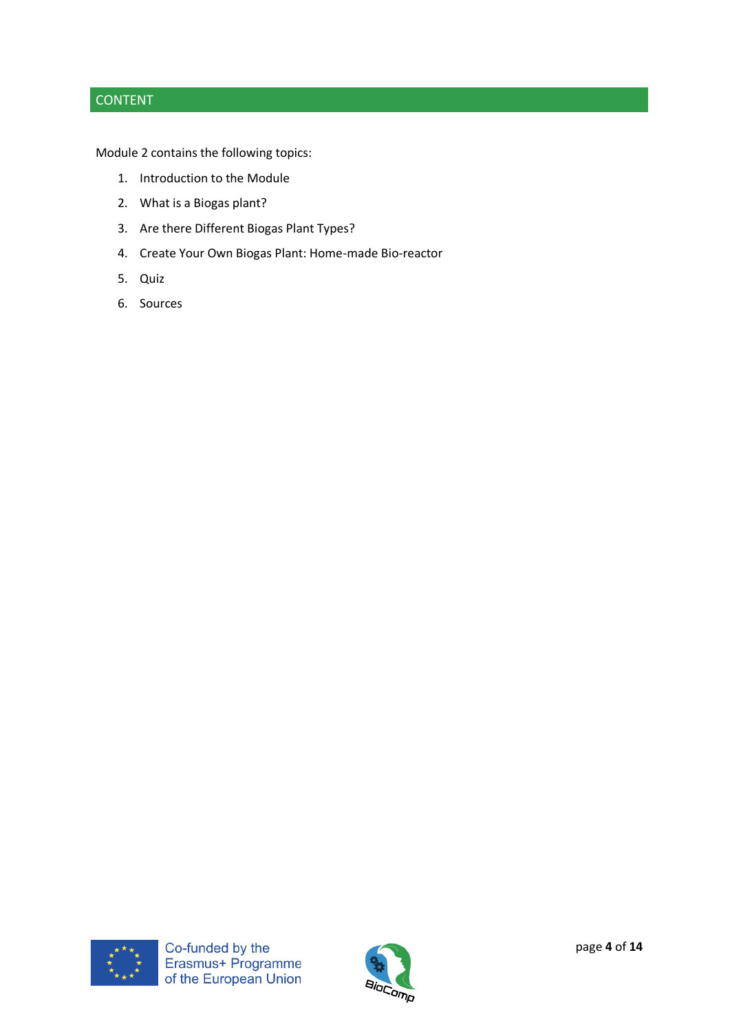## CONTENT

Module 2 contains the following topics:

1. Introduction to the Module
2. What is a Biogas plant?
3. Are there Different Biogas Plant Types?
4. Create Your Own Biogas Plant: Home-made Bio-reactor
5. Quiz
6. Sources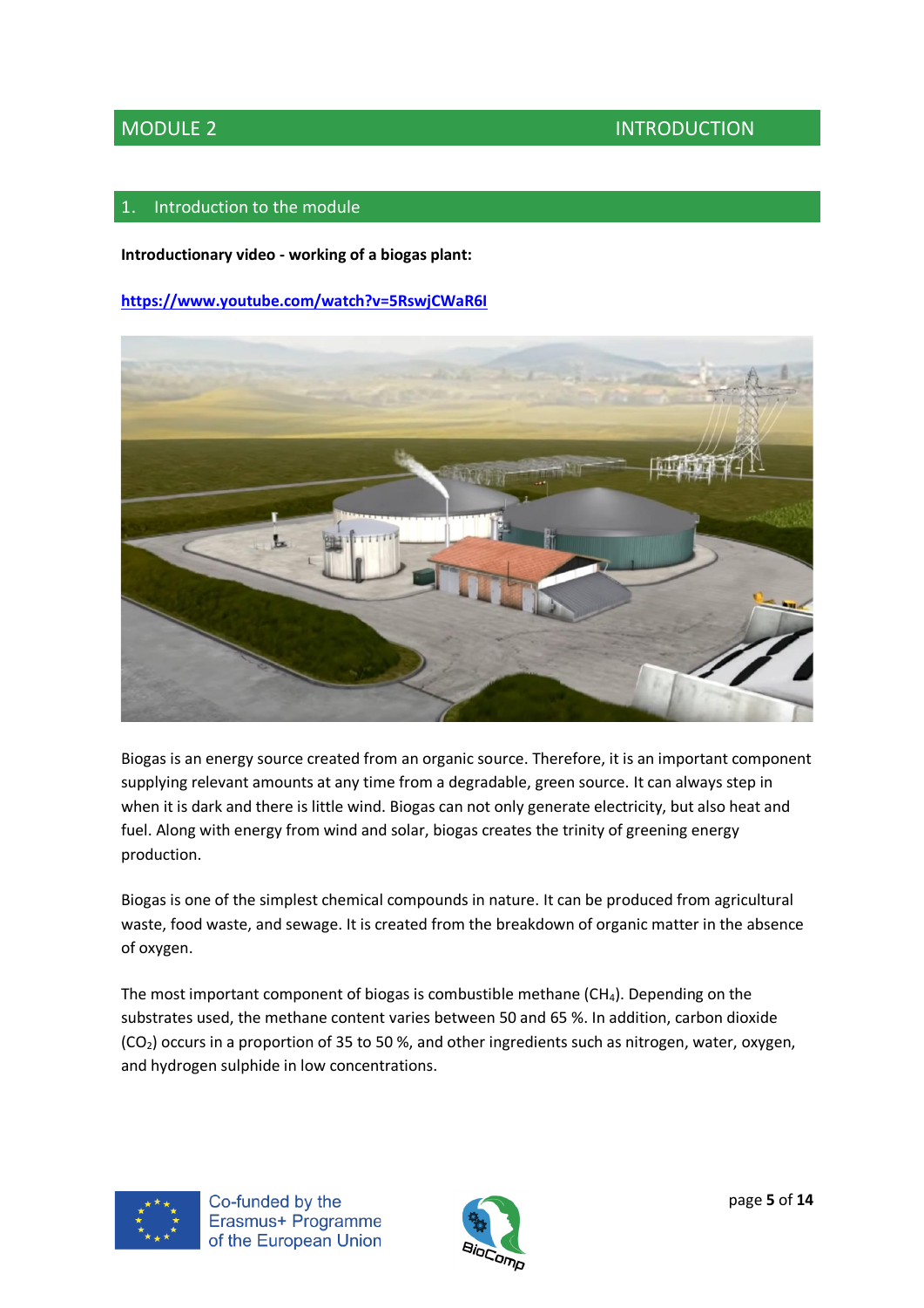# MODULE 2 INTRODUCTION

## 1. Introduction to the module

**Introductionary video - working of a biogas plant:**

**https://www.youtube.com/watch?v=5RswjCWaR6I**

Biogas is an energy source created from an organic source. Therefore, it is an important component supplying relevant amounts at any time from a degradable, green source. It can always step in when it is dark and there is little wind. Biogas can not only generate electricity, but also heat and fuel. Along with energy from wind and solar, biogas creates the trinity of greening energy production.

Biogas is one of the simplest chemical compounds in nature. It can be produced from agricultural waste, food waste, and sewage. It is created from the breakdown of organic matter in the absence of oxygen.

The most important component of biogas is combustible methane ($CH_4$). Depending on the substrates used, the methane content varies between 50 and 65 %. In addition, carbon dioxide ($CO_2$) occurs in a proportion of 35 to 50 %, and other ingredients such as nitrogen, water, oxygen, and hydrogen sulphide in low concentrations.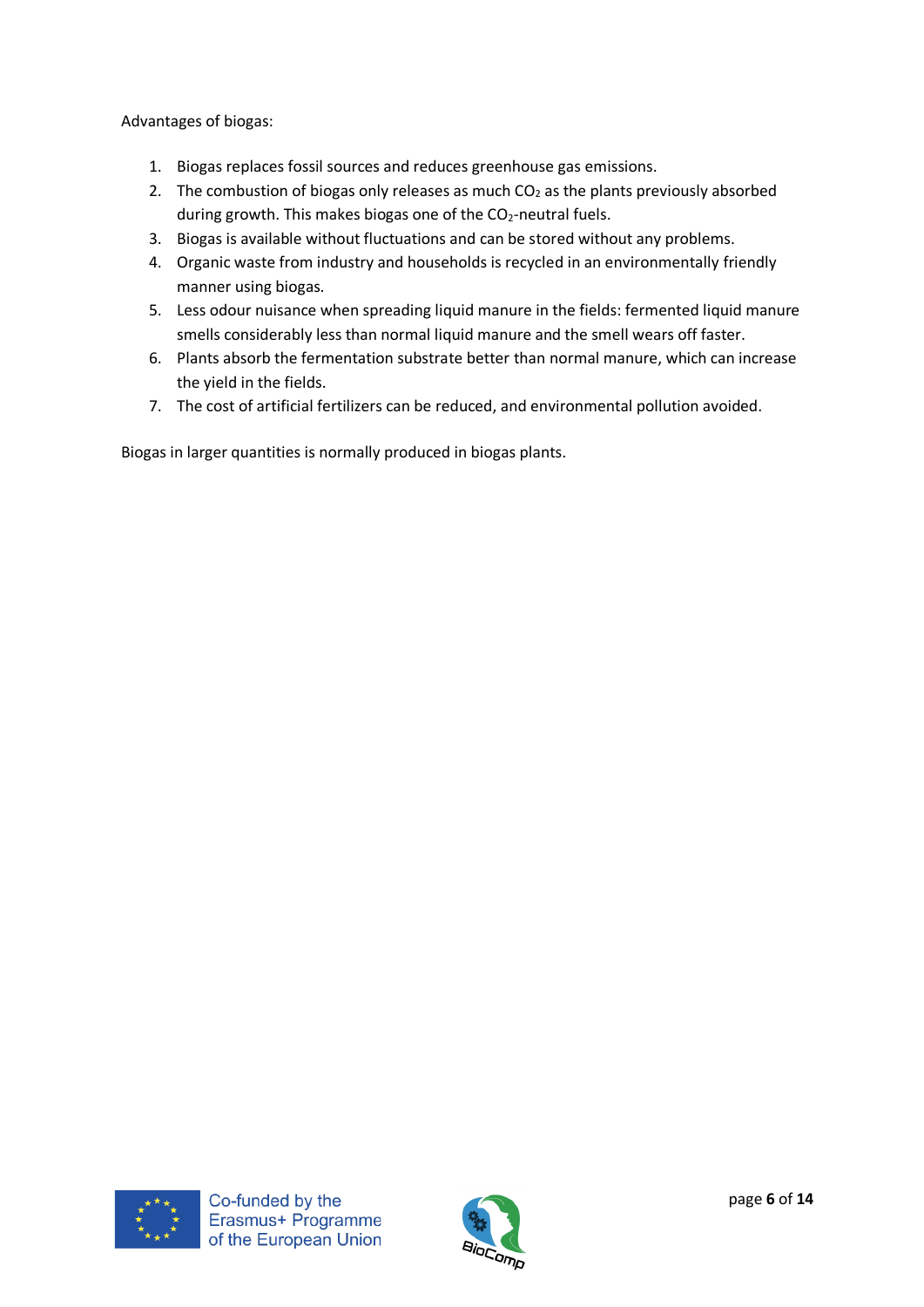Advantages of biogas:

1. Biogas replaces fossil sources and reduces greenhouse gas emissions.
2. The combustion of biogas only releases as much $CO_2$ as the plants previously absorbed during growth. This makes biogas one of the $CO_2$-neutral fuels.
3. Biogas is available without fluctuations and can be stored without any problems.
4. Organic waste from industry and households is recycled in an environmentally friendly manner using biogas.
5. Less odour nuisance when spreading liquid manure in the fields: fermented liquid manure smells considerably less than normal liquid manure and the smell wears off faster.
6. Plants absorb the fermentation substrate better than normal manure, which can increase the yield in the fields.
7. The cost of artificial fertilizers can be reduced, and environmental pollution avoided.

Biogas in larger quantities is normally produced in biogas plants.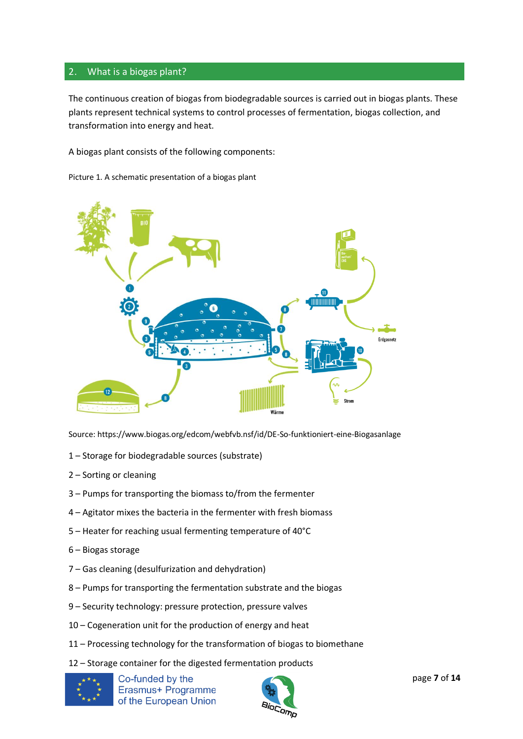## 2. What is a biogas plant?

The continuous creation of biogas from biodegradable sources is carried out in biogas plants. These plants represent technical systems to control processes of fermentation, biogas collection, and transformation into energy and heat.

A biogas plant consists of the following components:

Picture 1. A schematic presentation of a biogas plant

Source: https://www.biogas.org/edcom/webfvb.nsf/id/DE-So-funktioniert-eine-Biogasanlage

1 – Storage for biodegradable sources (substrate)

2 – Sorting or cleaning

3 – Pumps for transporting the biomass to/from the fermenter

4 – Agitator mixes the bacteria in the fermenter with fresh biomass

5 – Heater for reaching usual fermenting temperature of 40°C

6 – Biogas storage

7 – Gas cleaning (desulfurization and dehydration)

8 – Pumps for transporting the fermentation substrate and the biogas

9 – Security technology: pressure protection, pressure valves

10 – Cogeneration unit for the production of energy and heat

11 – Processing technology for the transformation of biogas to biomethane

12 – Storage container for the digested fermentation products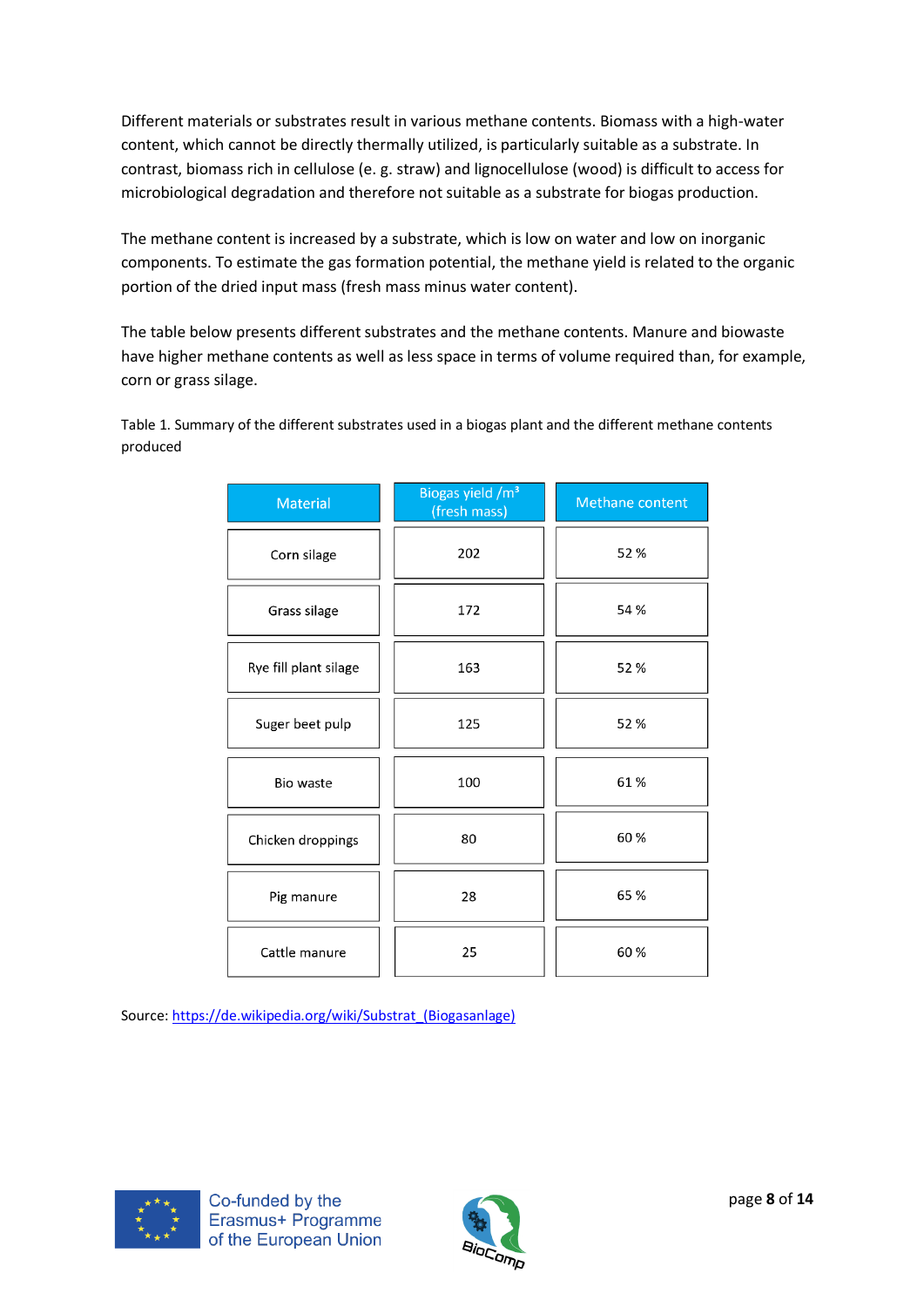Different materials or substrates result in various methane contents. Biomass with a high-water content, which cannot be directly thermally utilized, is particularly suitable as a substrate. In contrast, biomass rich in cellulose (e. g. straw) and lignocellulose (wood) is difficult to access for microbiological degradation and therefore not suitable as a substrate for biogas production.

The methane content is increased by a substrate, which is low on water and low on inorganic components. To estimate the gas formation potential, the methane yield is related to the organic portion of the dried input mass (fresh mass minus water content).

The table below presents different substrates and the methane contents. Manure and biowaste have higher methane contents as well as less space in terms of volume required than, for example, corn or grass silage.

Table 1. Summary of the different substrates used in a biogas plant and the different methane contents produced

| Material | Biogas yield /m³ (fresh mass) | Methane content |
|---|---|---|
| Corn silage | 202 | 52 % |
| Grass silage | 172 | 54 % |
| Rye fill plant silage | 163 | 52 % |
| Suger beet pulp | 125 | 52 % |
| Bio waste | 100 | 61 % |
| Chicken droppings | 80 | 60 % |
| Pig manure | 28 | 65 % |
| Cattle manure | 25 | 60 % |

Source: https://de.wikipedia.org/wiki/Substrat_(Biogasanlage)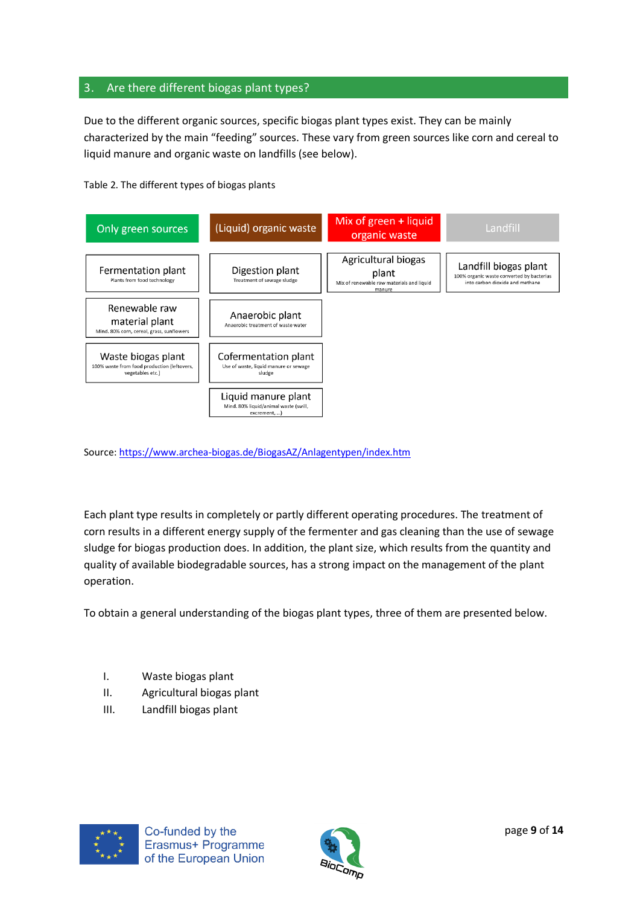## 3. Are there different biogas plant types?

Due to the different organic sources, specific biogas plant types exist. They can be mainly characterized by the main "feeding" sources. These vary from green sources like corn and cereal to liquid manure and organic waste on landfills (see below).

Table 2. The different types of biogas plants

| Only green sources | (Liquid) organic waste | Mix of green + liquid organic waste | Landfill |
|---|---|---|---|
| Fermentation plant<br>Plants from food technology | Digestion plant<br>Treatment of sewage sludge | Agricultural biogas plant<br>Mix of renewable raw materials and liquid manure | Landfill biogas plant<br>100% organic waste converted by bacterias into carbon dioxide and methane |
| Renewable raw material plant<br>Mind. 80% corn, cereal, grass, sunflowers | Anaerobic plant<br>Anaerobic treatment of waste water | | |
| Waste biogas plant<br>100% waste from food production (leftovers, vegetables etc.) | Cofermentation plant<br>Use of waste, liquid manure or sewage sludge | | |
| | Liquid manure plant<br>Mind. 80% liquid/animal waste (swill, excrement, ...) | | |

Source: https://www.archea-biogas.de/BiogasAZ/Anlagentypen/index.htm

Each plant type results in completely or partly different operating procedures. The treatment of corn results in a different energy supply of the fermenter and gas cleaning than the use of sewage sludge for biogas production does. In addition, the plant size, which results from the quantity and quality of available biodegradable sources, has a strong impact on the management of the plant operation.

To obtain a general understanding of the biogas plant types, three of them are presented below.

I. Waste biogas plant
II. Agricultural biogas plant
III. Landfill biogas plant

Co-funded by the Erasmus+ Programme of the European Union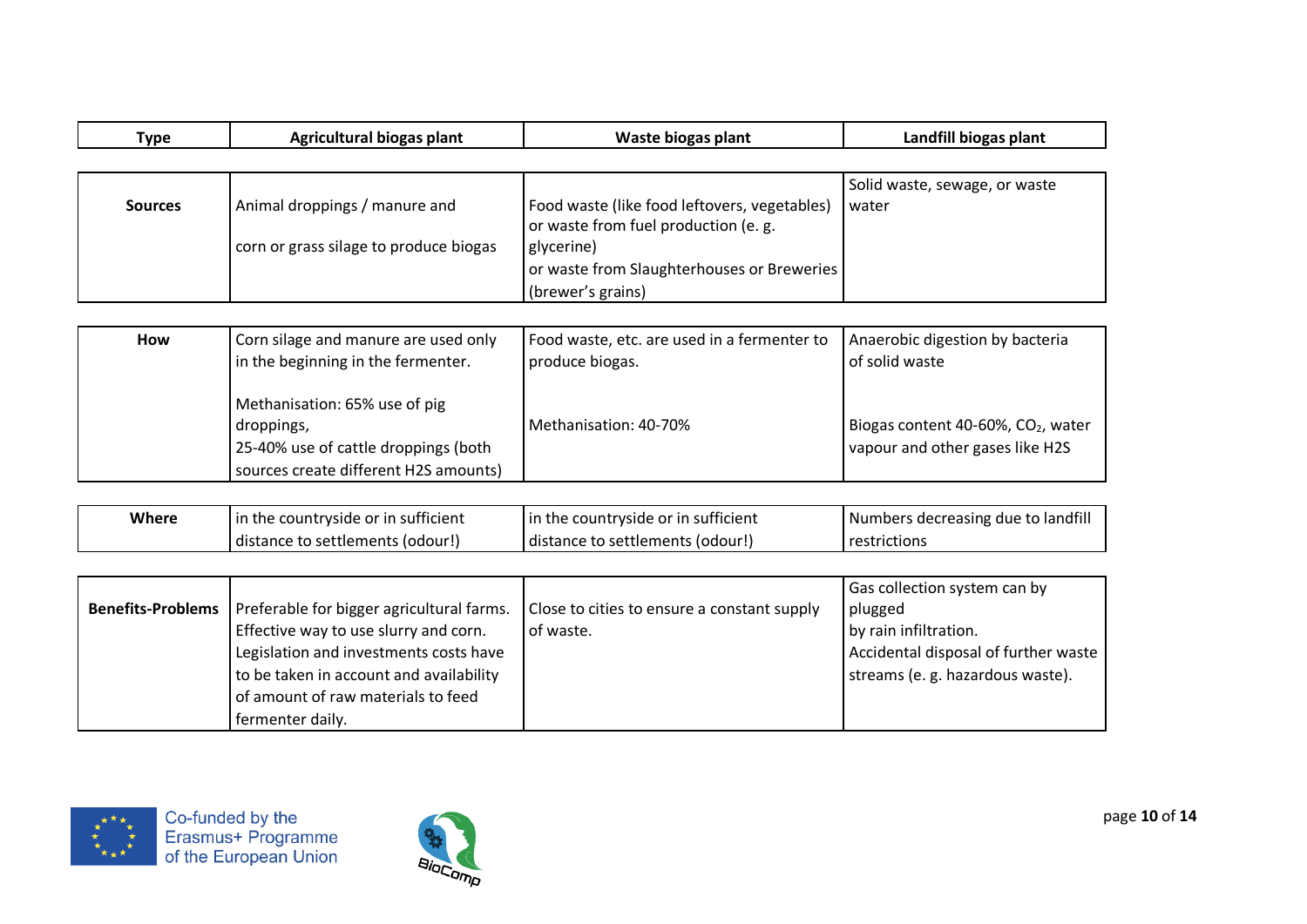| Type | Agricultural biogas plant | Waste biogas plant | Landfill biogas plant |
| --- | --- | --- | --- |
| **Sources** | Animal droppings / manure and<br><br>corn or grass silage to produce biogas | Food waste (like food leftovers, vegetables) or waste from fuel production (e. g. glycerine)<br>or waste from Slaughterhouses or Breweries (brewer's grains) | Solid waste, sewage, or waste water |
| **How** | Corn silage and manure are used only in the beginning in the fermenter.<br><br>Methanisation: 65% use of pig droppings,<br>25-40% use of cattle droppings (both sources create different H2S amounts) | Food waste, etc. are used in a fermenter to produce biogas.<br><br>Methanisation: 40-70% | Anaerobic digestion by bacteria of solid waste<br><br>Biogas content 40-60%, $CO_2$, water vapour and other gases like H2S |
| **Where** | in the countryside or in sufficient distance to settlements (odour!) | in the countryside or in sufficient distance to settlements (odour!) | Numbers decreasing due to landfill restrictions |
| **Benefits-Problems** | Preferable for bigger agricultural farms. Effective way to use slurry and corn. Legislation and investments costs have to be taken in account and availability of amount of raw materials to feed fermenter daily. | Close to cities to ensure a constant supply of waste. | Gas collection system can by plugged<br>by rain infiltration.<br>Accidental disposal of further waste streams (e. g. hazardous waste). |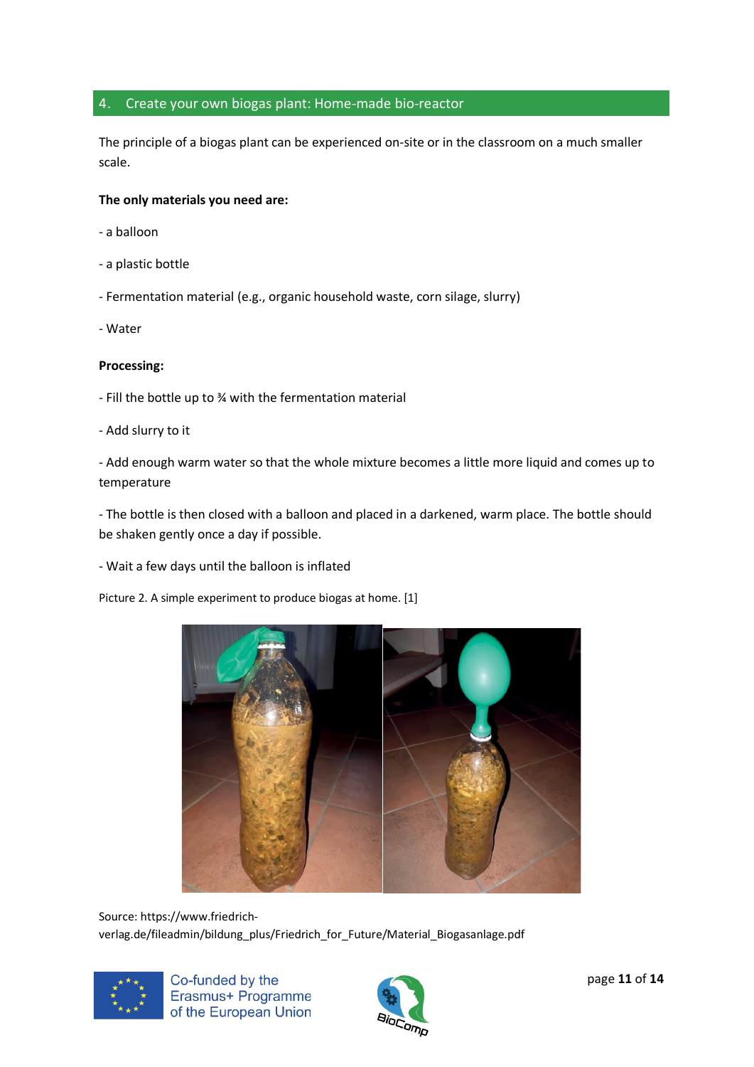## 4. Create your own biogas plant: Home-made bio-reactor

The principle of a biogas plant can be experienced on-site or in the classroom on a much smaller scale.

**The only materials you need are:**

- a balloon

- a plastic bottle

- Fermentation material (e.g., organic household waste, corn silage, slurry)

- Water

**Processing:**

- Fill the bottle up to ¾ with the fermentation material

- Add slurry to it

- Add enough warm water so that the whole mixture becomes a little more liquid and comes up to temperature

- The bottle is then closed with a balloon and placed in a darkened, warm place. The bottle should be shaken gently once a day if possible.

- Wait a few days until the balloon is inflated

Picture 2. A simple experiment to produce biogas at home. [1]

Source: https://www.friedrich-verlag.de/fileadmin/bildung_plus/Friedrich_for_Future/Material_Biogasanlage.pdf

Co-funded by the Erasmus+ Programme of the European Union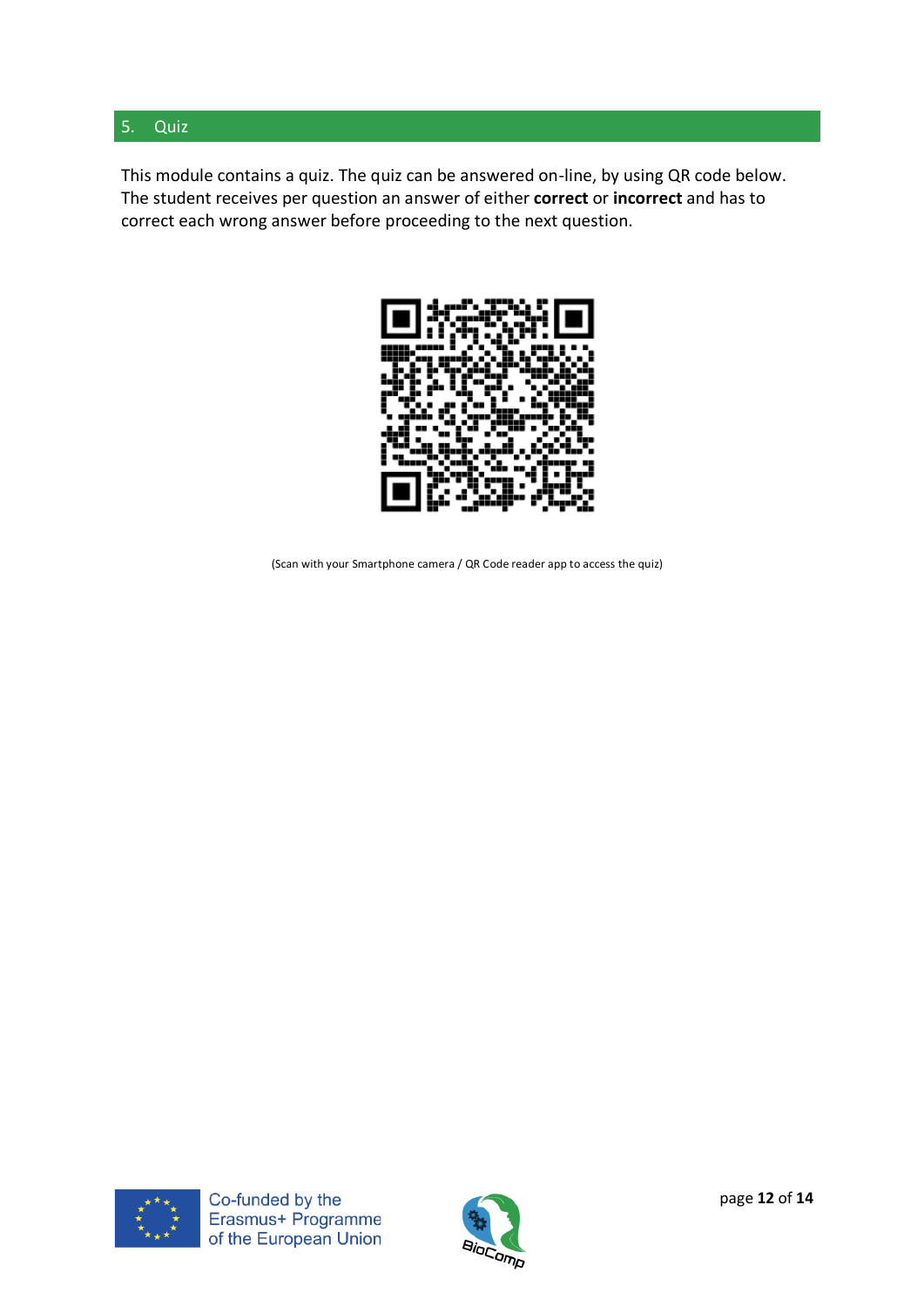## 5. Quiz

This module contains a quiz. The quiz can be answered on-line, by using QR code below. The student receives per question an answer of either **correct** or **incorrect** and has to correct each wrong answer before proceeding to the next question.

(Scan with your Smartphone camera / QR Code reader app to access the quiz)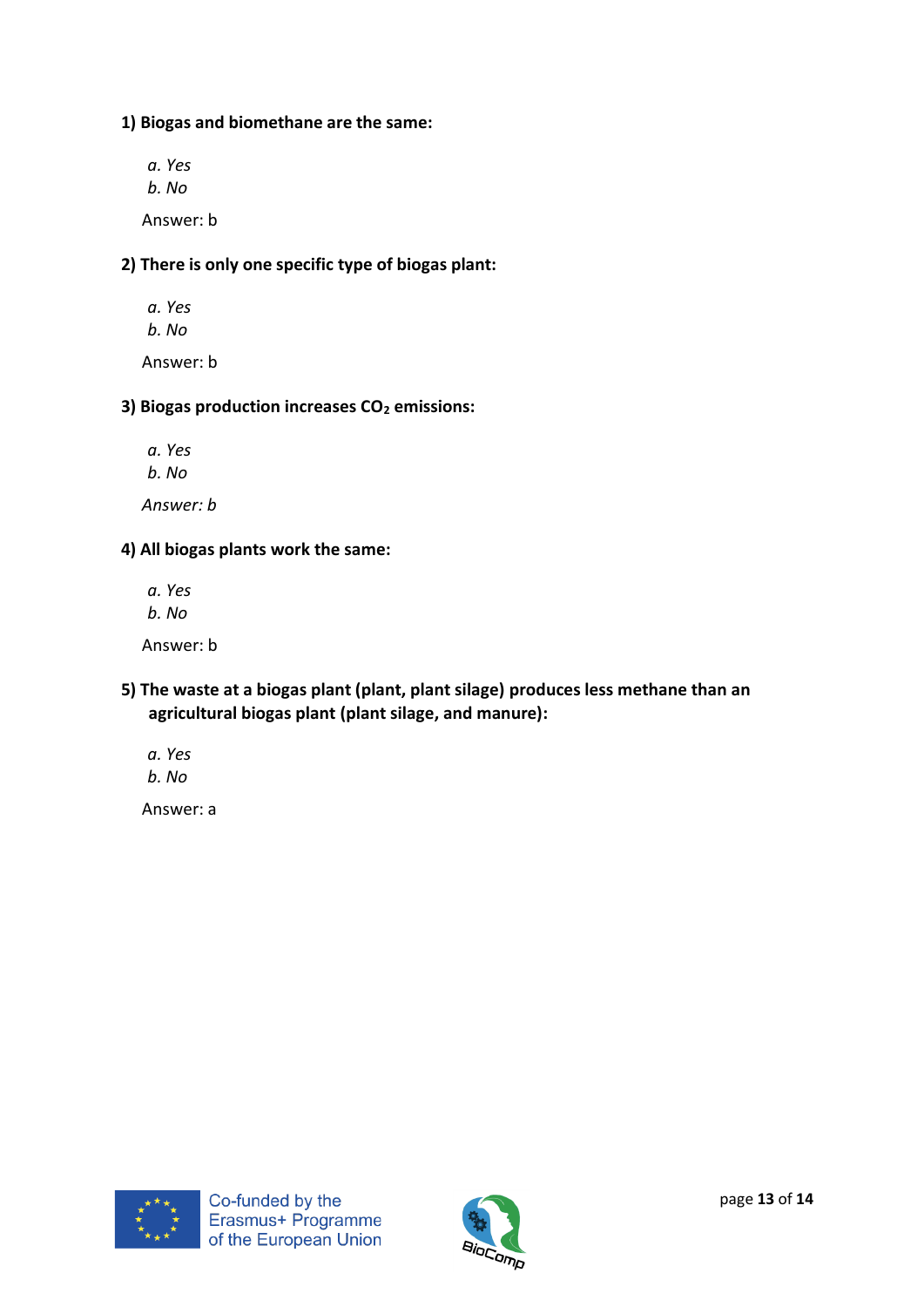**1) Biogas and biomethane are the same:**

*a. Yes*
*b. No*

Answer: b

**2) There is only one specific type of biogas plant:**

*a. Yes*
*b. No*

Answer: b

**3) Biogas production increases $CO_2$ emissions:**

*a. Yes*
*b. No*

*Answer: b*

**4) All biogas plants work the same:**

*a. Yes*
*b. No*

Answer: b

**5) The waste at a biogas plant (plant, plant silage) produces less methane than an agricultural biogas plant (plant silage, and manure):**

*a. Yes*
*b. No*

Answer: a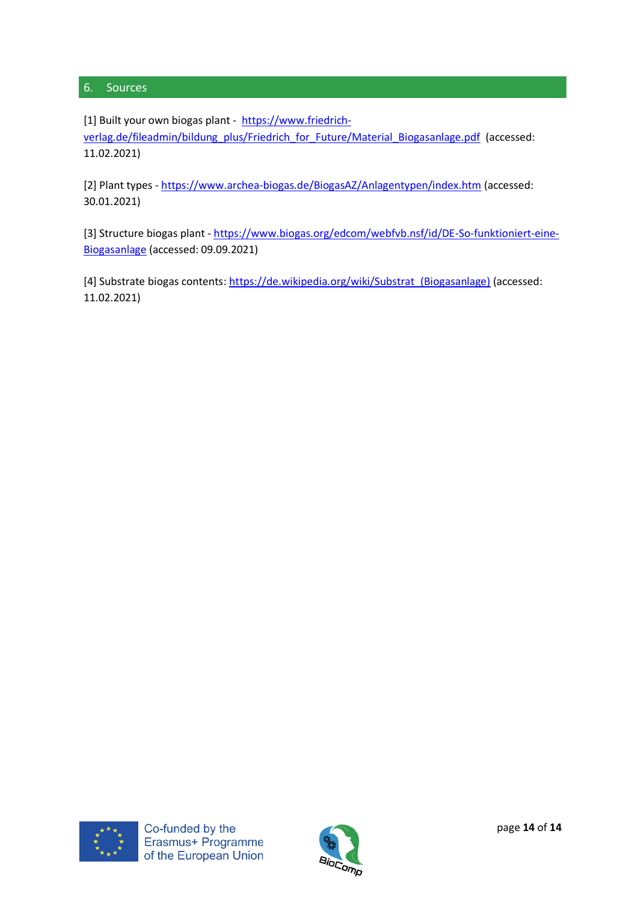## 6. Sources

[1] Built your own biogas plant - https://www.friedrich-verlag.de/fileadmin/bildung_plus/Friedrich_for_Future/Material_Biogasanlage.pdf (accessed: 11.02.2021)

[2] Plant types - https://www.archea-biogas.de/BiogasAZ/Anlagentypen/index.htm (accessed: 30.01.2021)

[3] Structure biogas plant - https://www.biogas.org/edcom/webfvb.nsf/id/DE-So-funktioniert-eine-Biogasanlage (accessed: 09.09.2021)

[4] Substrate biogas contents: https://de.wikipedia.org/wiki/Substrat_(Biogasanlage) (accessed: 11.02.2021)

Co-funded by the Erasmus+ Programme of the European Union